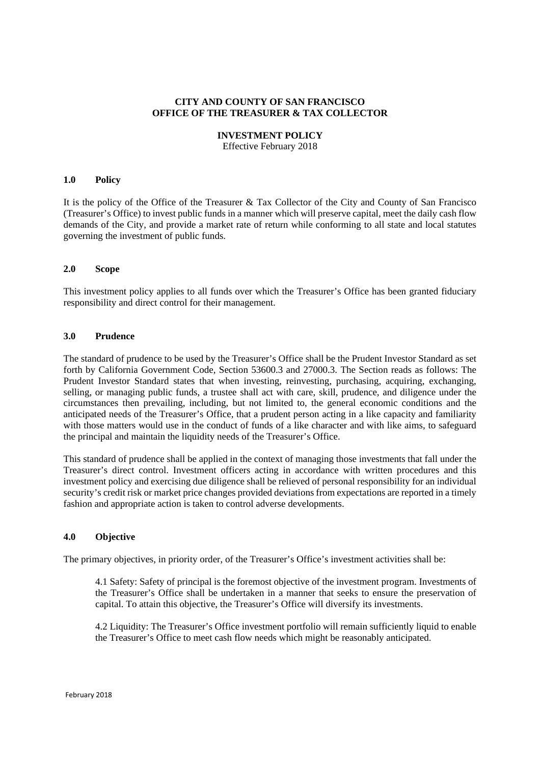**CITY AND COUNTY OF SAN FRANCISCO**
**OFFICE OF THE TREASURER & TAX COLLECTOR**

**INVESTMENT POLICY**
Effective February 2018

## 1.0 Policy

It is the policy of the Office of the Treasurer & Tax Collector of the City and County of San Francisco (Treasurer's Office) to invest public funds in a manner which will preserve capital, meet the daily cash flow demands of the City, and provide a market rate of return while conforming to all state and local statutes governing the investment of public funds.

## 2.0 Scope

This investment policy applies to all funds over which the Treasurer's Office has been granted fiduciary responsibility and direct control for their management.

## 3.0 Prudence

The standard of prudence to be used by the Treasurer's Office shall be the Prudent Investor Standard as set forth by California Government Code, Section 53600.3 and 27000.3. The Section reads as follows: The Prudent Investor Standard states that when investing, reinvesting, purchasing, acquiring, exchanging, selling, or managing public funds, a trustee shall act with care, skill, prudence, and diligence under the circumstances then prevailing, including, but not limited to, the general economic conditions and the anticipated needs of the Treasurer's Office, that a prudent person acting in a like capacity and familiarity with those matters would use in the conduct of funds of a like character and with like aims, to safeguard the principal and maintain the liquidity needs of the Treasurer's Office.

This standard of prudence shall be applied in the context of managing those investments that fall under the Treasurer's direct control. Investment officers acting in accordance with written procedures and this investment policy and exercising due diligence shall be relieved of personal responsibility for an individual security's credit risk or market price changes provided deviations from expectations are reported in a timely fashion and appropriate action is taken to control adverse developments.

## 4.0 Objective

The primary objectives, in priority order, of the Treasurer's Office's investment activities shall be:

4.1 Safety: Safety of principal is the foremost objective of the investment program. Investments of the Treasurer's Office shall be undertaken in a manner that seeks to ensure the preservation of capital. To attain this objective, the Treasurer's Office will diversify its investments.

4.2 Liquidity: The Treasurer's Office investment portfolio will remain sufficiently liquid to enable the Treasurer's Office to meet cash flow needs which might be reasonably anticipated.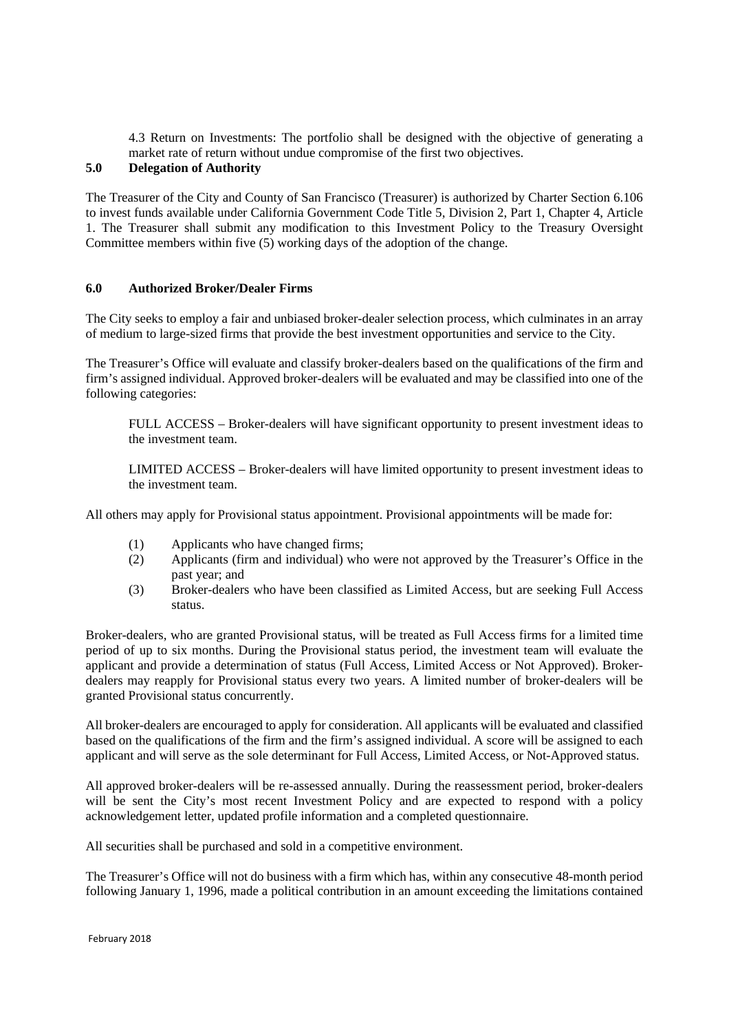4.3 Return on Investments: The portfolio shall be designed with the objective of generating a market rate of return without undue compromise of the first two objectives.

## 5.0 Delegation of Authority

The Treasurer of the City and County of San Francisco (Treasurer) is authorized by Charter Section 6.106 to invest funds available under California Government Code Title 5, Division 2, Part 1, Chapter 4, Article 1. The Treasurer shall submit any modification to this Investment Policy to the Treasury Oversight Committee members within five (5) working days of the adoption of the change.

## 6.0 Authorized Broker/Dealer Firms

The City seeks to employ a fair and unbiased broker-dealer selection process, which culminates in an array of medium to large-sized firms that provide the best investment opportunities and service to the City.

The Treasurer's Office will evaluate and classify broker-dealers based on the qualifications of the firm and firm's assigned individual. Approved broker-dealers will be evaluated and may be classified into one of the following categories:

> FULL ACCESS – Broker-dealers will have significant opportunity to present investment ideas to the investment team.
>
> LIMITED ACCESS – Broker-dealers will have limited opportunity to present investment ideas to the investment team.

All others may apply for Provisional status appointment. Provisional appointments will be made for:

(1) Applicants who have changed firms;
(2) Applicants (firm and individual) who were not approved by the Treasurer's Office in the past year; and
(3) Broker-dealers who have been classified as Limited Access, but are seeking Full Access status.

Broker-dealers, who are granted Provisional status, will be treated as Full Access firms for a limited time period of up to six months. During the Provisional status period, the investment team will evaluate the applicant and provide a determination of status (Full Access, Limited Access or Not Approved). Broker-dealers may reapply for Provisional status every two years. A limited number of broker-dealers will be granted Provisional status concurrently.

All broker-dealers are encouraged to apply for consideration. All applicants will be evaluated and classified based on the qualifications of the firm and the firm's assigned individual. A score will be assigned to each applicant and will serve as the sole determinant for Full Access, Limited Access, or Not-Approved status.

All approved broker-dealers will be re-assessed annually. During the reassessment period, broker-dealers will be sent the City's most recent Investment Policy and are expected to respond with a policy acknowledgement letter, updated profile information and a completed questionnaire.

All securities shall be purchased and sold in a competitive environment.

The Treasurer's Office will not do business with a firm which has, within any consecutive 48-month period following January 1, 1996, made a political contribution in an amount exceeding the limitations contained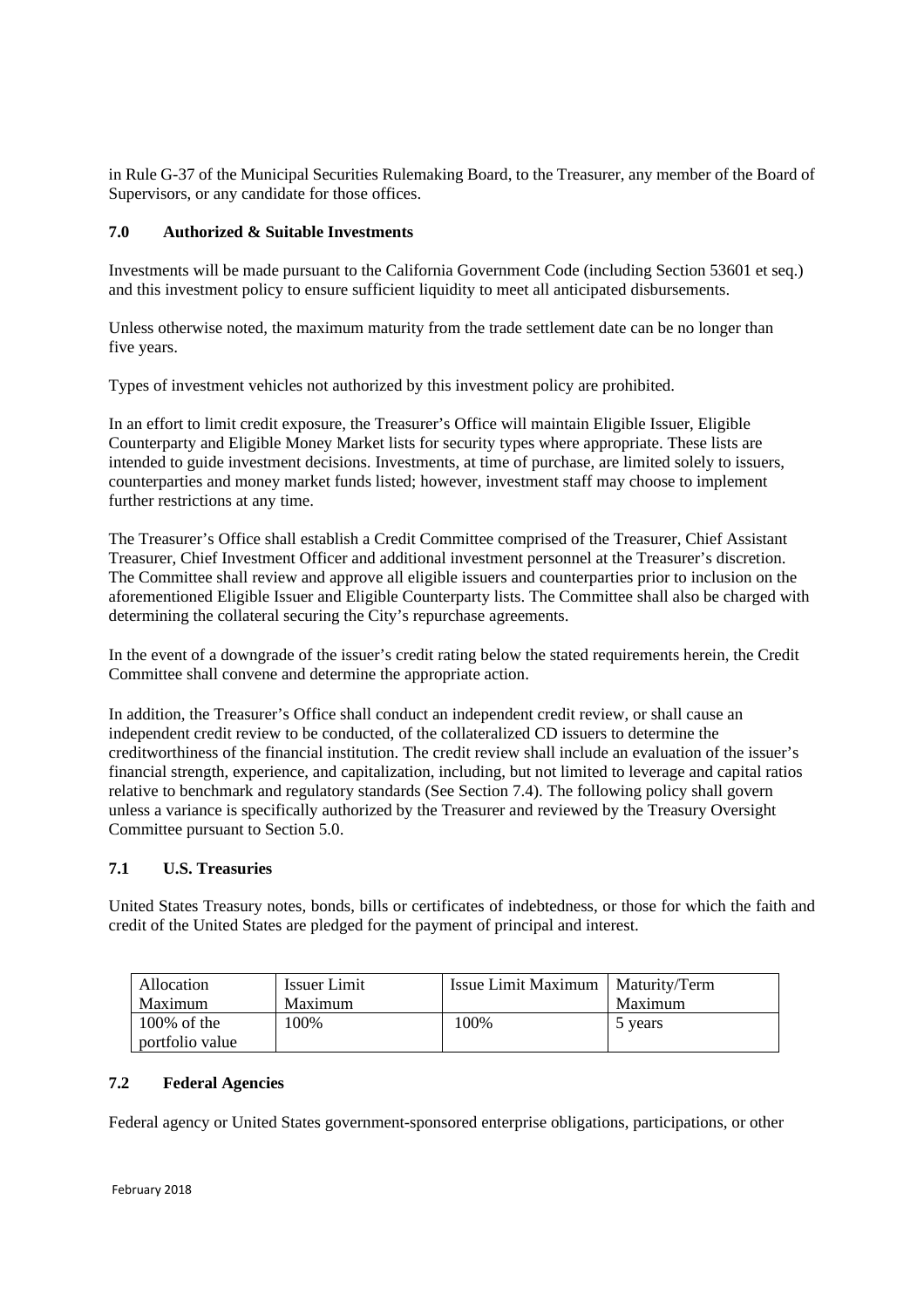in Rule G-37 of the Municipal Securities Rulemaking Board, to the Treasurer, any member of the Board of Supervisors, or any candidate for those offices.

## 7.0 Authorized & Suitable Investments

Investments will be made pursuant to the California Government Code (including Section 53601 et seq.) and this investment policy to ensure sufficient liquidity to meet all anticipated disbursements.

Unless otherwise noted, the maximum maturity from the trade settlement date can be no longer than five years.

Types of investment vehicles not authorized by this investment policy are prohibited.

In an effort to limit credit exposure, the Treasurer's Office will maintain Eligible Issuer, Eligible Counterparty and Eligible Money Market lists for security types where appropriate. These lists are intended to guide investment decisions. Investments, at time of purchase, are limited solely to issuers, counterparties and money market funds listed; however, investment staff may choose to implement further restrictions at any time.

The Treasurer's Office shall establish a Credit Committee comprised of the Treasurer, Chief Assistant Treasurer, Chief Investment Officer and additional investment personnel at the Treasurer's discretion. The Committee shall review and approve all eligible issuers and counterparties prior to inclusion on the aforementioned Eligible Issuer and Eligible Counterparty lists. The Committee shall also be charged with determining the collateral securing the City's repurchase agreements.

In the event of a downgrade of the issuer's credit rating below the stated requirements herein, the Credit Committee shall convene and determine the appropriate action.

In addition, the Treasurer's Office shall conduct an independent credit review, or shall cause an independent credit review to be conducted, of the collateralized CD issuers to determine the creditworthiness of the financial institution. The credit review shall include an evaluation of the issuer's financial strength, experience, and capitalization, including, but not limited to leverage and capital ratios relative to benchmark and regulatory standards (See Section 7.4). The following policy shall govern unless a variance is specifically authorized by the Treasurer and reviewed by the Treasury Oversight Committee pursuant to Section 5.0.

### 7.1 U.S. Treasuries

United States Treasury notes, bonds, bills or certificates of indebtedness, or those for which the faith and credit of the United States are pledged for the payment of principal and interest.

| Allocation Maximum | Issuer Limit Maximum | Issue Limit Maximum | Maturity/Term Maximum |
|---|---|---|---|
| 100% of the portfolio value | 100% | 100% | 5 years |

### 7.2 Federal Agencies

Federal agency or United States government-sponsored enterprise obligations, participations, or other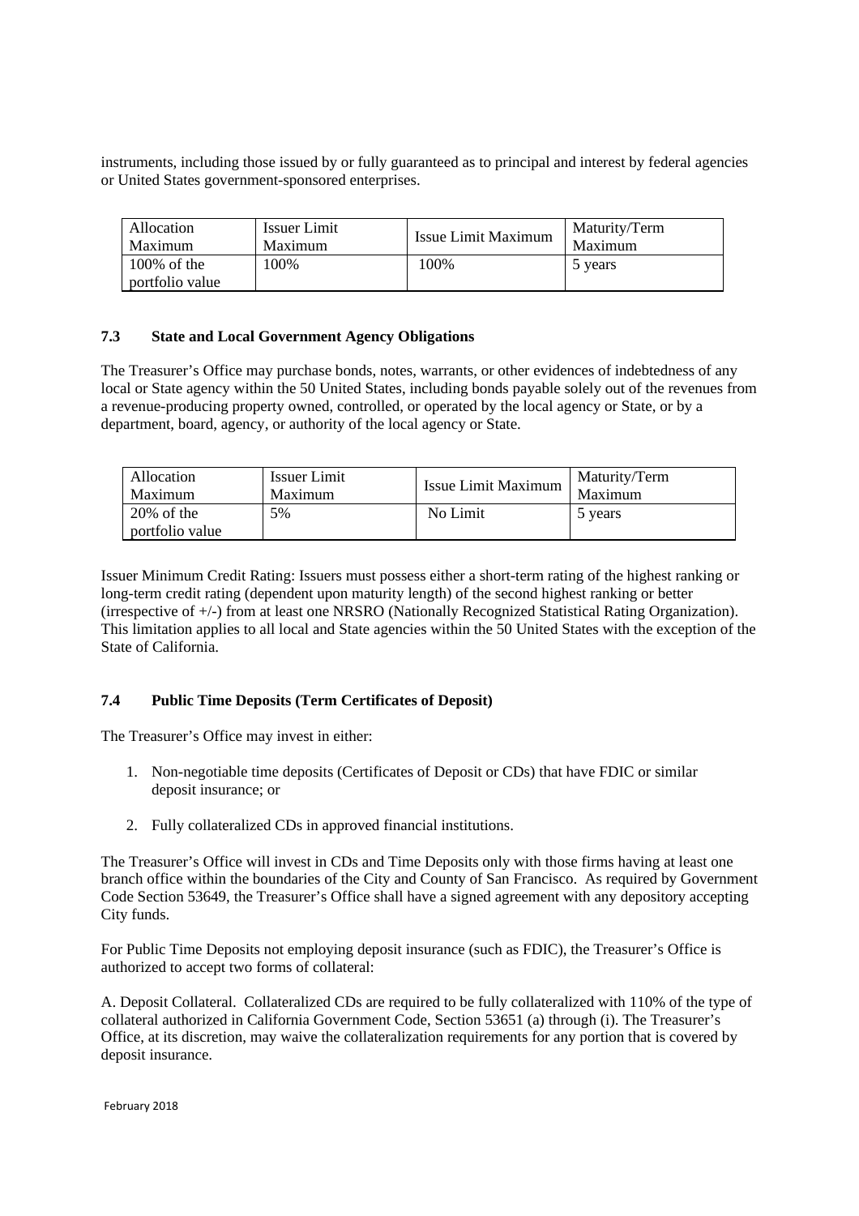instruments, including those issued by or fully guaranteed as to principal and interest by federal agencies or United States government-sponsored enterprises.

| Allocation Maximum | Issuer Limit Maximum | Issue Limit Maximum | Maturity/Term Maximum |
|---|---|---|---|
| 100% of the portfolio value | 100% | 100% | 5 years |

### 7.3 State and Local Government Agency Obligations

The Treasurer's Office may purchase bonds, notes, warrants, or other evidences of indebtedness of any local or State agency within the 50 United States, including bonds payable solely out of the revenues from a revenue-producing property owned, controlled, or operated by the local agency or State, or by a department, board, agency, or authority of the local agency or State.

| Allocation Maximum | Issuer Limit Maximum | Issue Limit Maximum | Maturity/Term Maximum |
|---|---|---|---|
| 20% of the portfolio value | 5% | No Limit | 5 years |

Issuer Minimum Credit Rating: Issuers must possess either a short-term rating of the highest ranking or long-term credit rating (dependent upon maturity length) of the second highest ranking or better (irrespective of +/-) from at least one NRSRO (Nationally Recognized Statistical Rating Organization). This limitation applies to all local and State agencies within the 50 United States with the exception of the State of California.

### 7.4 Public Time Deposits (Term Certificates of Deposit)

The Treasurer's Office may invest in either:

1. Non-negotiable time deposits (Certificates of Deposit or CDs) that have FDIC or similar deposit insurance; or
2. Fully collateralized CDs in approved financial institutions.

The Treasurer's Office will invest in CDs and Time Deposits only with those firms having at least one branch office within the boundaries of the City and County of San Francisco. As required by Government Code Section 53649, the Treasurer's Office shall have a signed agreement with any depository accepting City funds.

For Public Time Deposits not employing deposit insurance (such as FDIC), the Treasurer's Office is authorized to accept two forms of collateral:

A. Deposit Collateral. Collateralized CDs are required to be fully collateralized with 110% of the type of collateral authorized in California Government Code, Section 53651 (a) through (i). The Treasurer's Office, at its discretion, may waive the collateralization requirements for any portion that is covered by deposit insurance.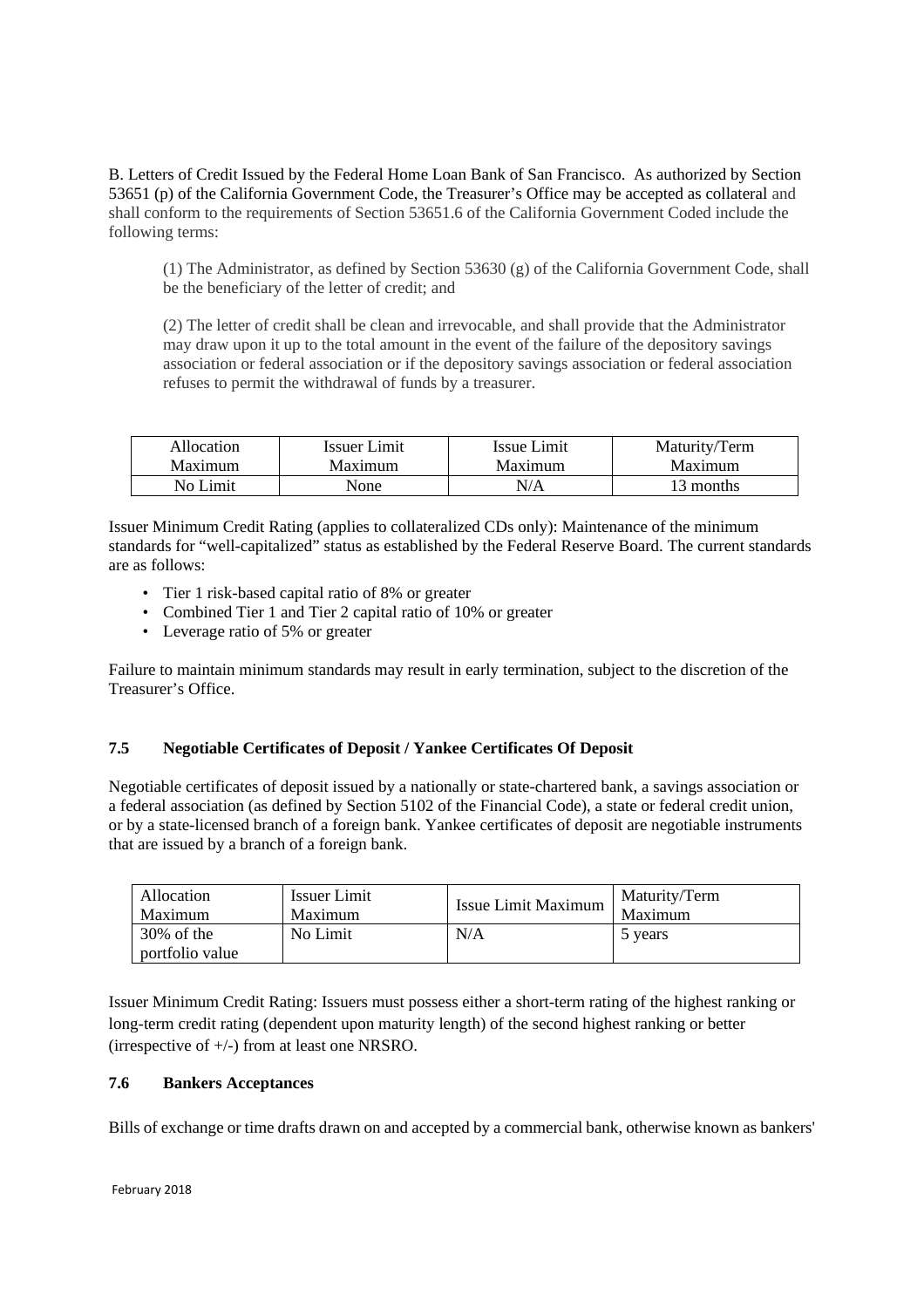B. Letters of Credit Issued by the Federal Home Loan Bank of San Francisco. As authorized by Section 53651 (p) of the California Government Code, the Treasurer's Office may be accepted as collateral and shall conform to the requirements of Section 53651.6 of the California Government Coded include the following terms:

(1) The Administrator, as defined by Section 53630 (g) of the California Government Code, shall be the beneficiary of the letter of credit; and

(2) The letter of credit shall be clean and irrevocable, and shall provide that the Administrator may draw upon it up to the total amount in the event of the failure of the depository savings association or federal association or if the depository savings association or federal association refuses to permit the withdrawal of funds by a treasurer.

| Allocation Maximum | Issuer Limit Maximum | Issue Limit Maximum | Maturity/Term Maximum |
|---|---|---|---|
| No Limit | None | N/A | 13 months |

Issuer Minimum Credit Rating (applies to collateralized CDs only): Maintenance of the minimum standards for "well-capitalized" status as established by the Federal Reserve Board. The current standards are as follows:

- Tier 1 risk-based capital ratio of 8% or greater
- Combined Tier 1 and Tier 2 capital ratio of 10% or greater
- Leverage ratio of 5% or greater

Failure to maintain minimum standards may result in early termination, subject to the discretion of the Treasurer's Office.

### 7.5 Negotiable Certificates of Deposit / Yankee Certificates Of Deposit

Negotiable certificates of deposit issued by a nationally or state-chartered bank, a savings association or a federal association (as defined by Section 5102 of the Financial Code), a state or federal credit union, or by a state-licensed branch of a foreign bank. Yankee certificates of deposit are negotiable instruments that are issued by a branch of a foreign bank.

| Allocation Maximum | Issuer Limit Maximum | Issue Limit Maximum | Maturity/Term Maximum |
|---|---|---|---|
| 30% of the portfolio value | No Limit | N/A | 5 years |

Issuer Minimum Credit Rating: Issuers must possess either a short-term rating of the highest ranking or long-term credit rating (dependent upon maturity length) of the second highest ranking or better (irrespective of +/-) from at least one NRSRO.

### 7.6 Bankers Acceptances

Bills of exchange or time drafts drawn on and accepted by a commercial bank, otherwise known as bankers'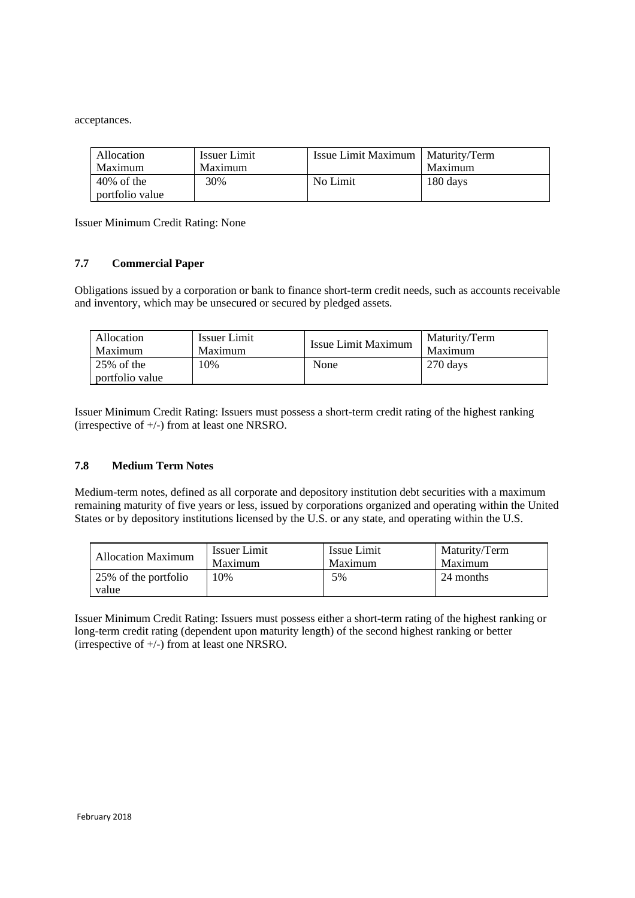acceptances.

| Allocation Maximum | Issuer Limit Maximum | Issue Limit Maximum | Maturity/Term Maximum |
|---|---|---|---|
| 40% of the portfolio value | 30% | No Limit | 180 days |

Issuer Minimum Credit Rating: None

### 7.7 Commercial Paper

Obligations issued by a corporation or bank to finance short-term credit needs, such as accounts receivable and inventory, which may be unsecured or secured by pledged assets.

| Allocation Maximum | Issuer Limit Maximum | Issue Limit Maximum | Maturity/Term Maximum |
|---|---|---|---|
| 25% of the portfolio value | 10% | None | 270 days |

Issuer Minimum Credit Rating: Issuers must possess a short-term credit rating of the highest ranking (irrespective of +/-) from at least one NRSRO.

### 7.8 Medium Term Notes

Medium-term notes, defined as all corporate and depository institution debt securities with a maximum remaining maturity of five years or less, issued by corporations organized and operating within the United States or by depository institutions licensed by the U.S. or any state, and operating within the U.S.

| Allocation Maximum | Issuer Limit Maximum | Issue Limit Maximum | Maturity/Term Maximum |
|---|---|---|---|
| 25% of the portfolio value | 10% | 5% | 24 months |

Issuer Minimum Credit Rating: Issuers must possess either a short-term rating of the highest ranking or long-term credit rating (dependent upon maturity length) of the second highest ranking or better (irrespective of +/-) from at least one NRSRO.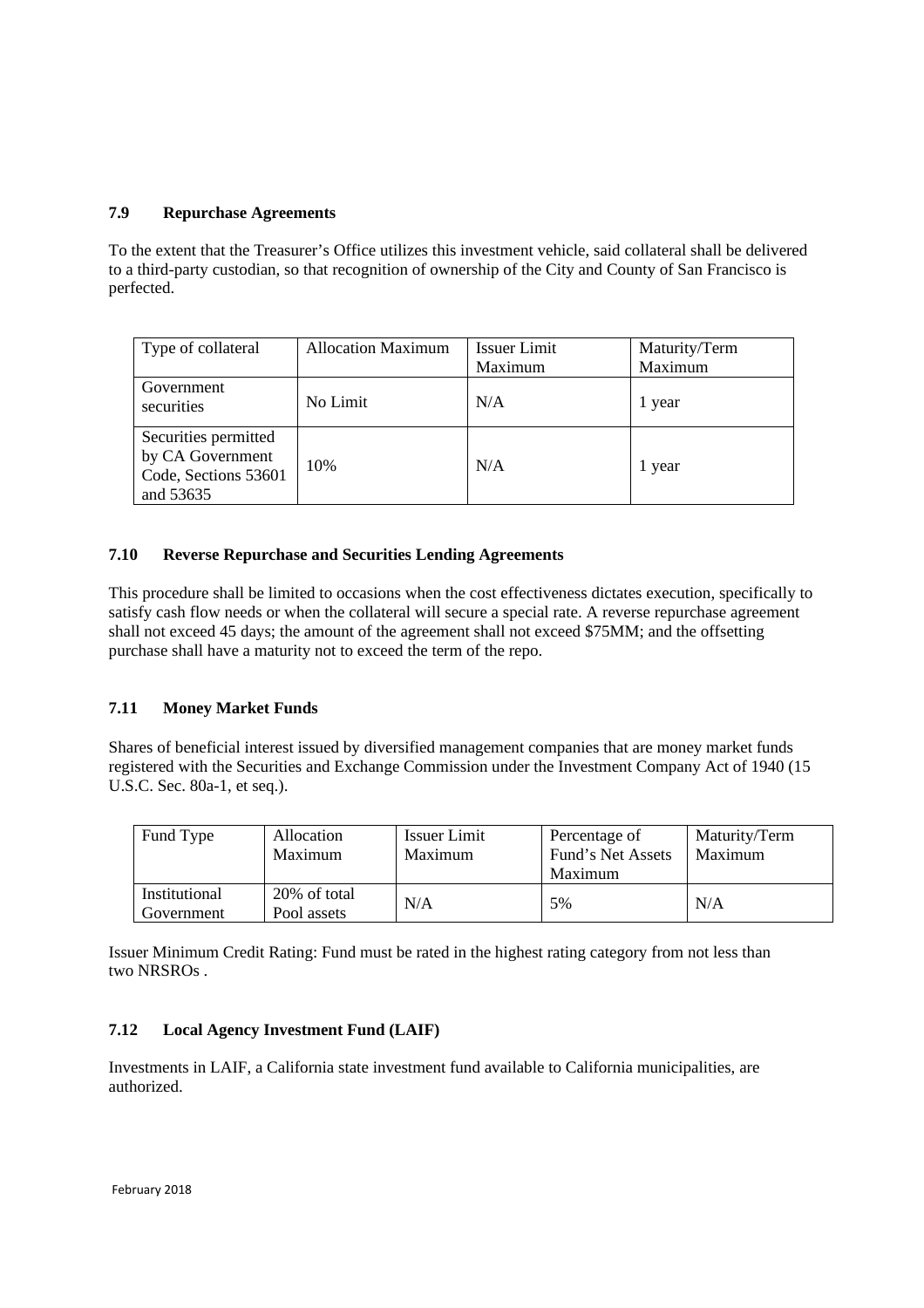### 7.9 Repurchase Agreements

To the extent that the Treasurer's Office utilizes this investment vehicle, said collateral shall be delivered to a third-party custodian, so that recognition of ownership of the City and County of San Francisco is perfected.

| Type of collateral | Allocation Maximum | Issuer Limit Maximum | Maturity/Term Maximum |
|---|---|---|---|
| Government securities | No Limit | N/A | 1 year |
| Securities permitted by CA Government Code, Sections 53601 and 53635 | 10% | N/A | 1 year |

### 7.10 Reverse Repurchase and Securities Lending Agreements

This procedure shall be limited to occasions when the cost effectiveness dictates execution, specifically to satisfy cash flow needs or when the collateral will secure a special rate. A reverse repurchase agreement shall not exceed 45 days; the amount of the agreement shall not exceed $75MM; and the offsetting purchase shall have a maturity not to exceed the term of the repo.

### 7.11 Money Market Funds

Shares of beneficial interest issued by diversified management companies that are money market funds registered with the Securities and Exchange Commission under the Investment Company Act of 1940 (15 U.S.C. Sec. 80a-1, et seq.).

| Fund Type | Allocation Maximum | Issuer Limit Maximum | Percentage of Fund's Net Assets Maximum | Maturity/Term Maximum |
|---|---|---|---|---|
| Institutional Government | 20% of total Pool assets | N/A | 5% | N/A |

Issuer Minimum Credit Rating: Fund must be rated in the highest rating category from not less than two NRSROs .

### 7.12 Local Agency Investment Fund (LAIF)

Investments in LAIF, a California state investment fund available to California municipalities, are authorized.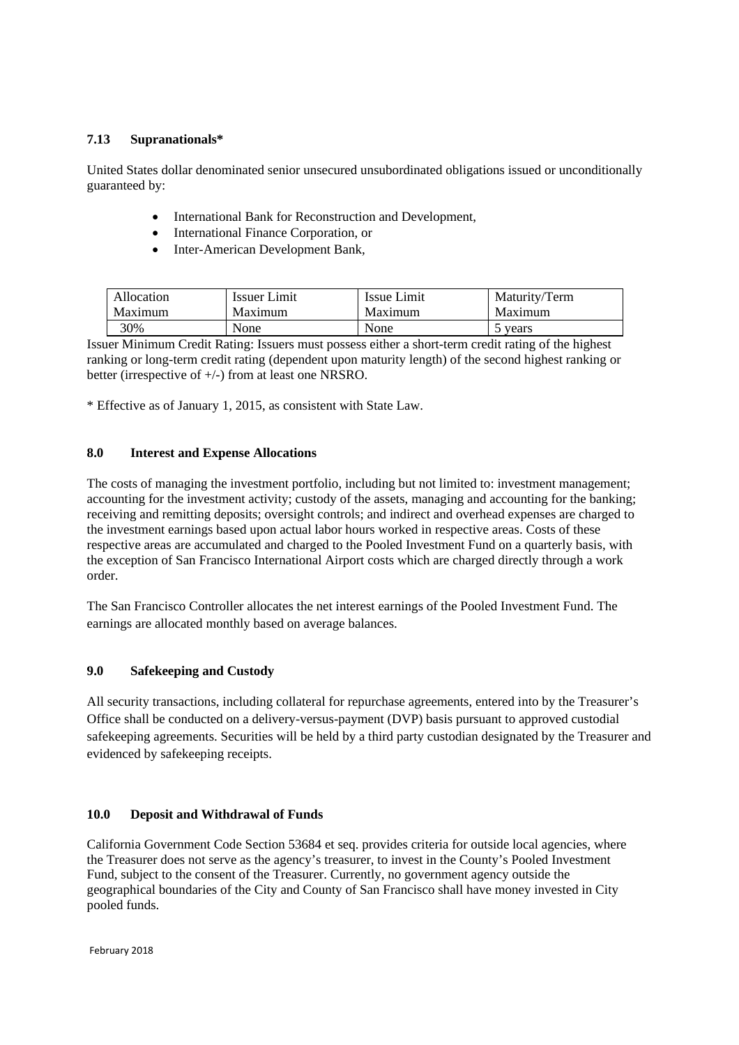### 7.13 Supranationals*

United States dollar denominated senior unsecured unsubordinated obligations issued or unconditionally guaranteed by:

- International Bank for Reconstruction and Development,
- International Finance Corporation, or
- Inter-American Development Bank,

| Allocation Maximum | Issuer Limit Maximum | Issue Limit Maximum | Maturity/Term Maximum |
|---|---|---|---|
| 30% | None | None | 5 years |

Issuer Minimum Credit Rating: Issuers must possess either a short-term credit rating of the highest ranking or long-term credit rating (dependent upon maturity length) of the second highest ranking or better (irrespective of +/-) from at least one NRSRO.

* Effective as of January 1, 2015, as consistent with State Law.

### 8.0 Interest and Expense Allocations

The costs of managing the investment portfolio, including but not limited to: investment management; accounting for the investment activity; custody of the assets, managing and accounting for the banking; receiving and remitting deposits; oversight controls; and indirect and overhead expenses are charged to the investment earnings based upon actual labor hours worked in respective areas. Costs of these respective areas are accumulated and charged to the Pooled Investment Fund on a quarterly basis, with the exception of San Francisco International Airport costs which are charged directly through a work order.

The San Francisco Controller allocates the net interest earnings of the Pooled Investment Fund. The earnings are allocated monthly based on average balances.

### 9.0 Safekeeping and Custody

All security transactions, including collateral for repurchase agreements, entered into by the Treasurer's Office shall be conducted on a delivery-versus-payment (DVP) basis pursuant to approved custodial safekeeping agreements. Securities will be held by a third party custodian designated by the Treasurer and evidenced by safekeeping receipts.

### 10.0 Deposit and Withdrawal of Funds

California Government Code Section 53684 et seq. provides criteria for outside local agencies, where the Treasurer does not serve as the agency's treasurer, to invest in the County's Pooled Investment Fund, subject to the consent of the Treasurer. Currently, no government agency outside the geographical boundaries of the City and County of San Francisco shall have money invested in City pooled funds.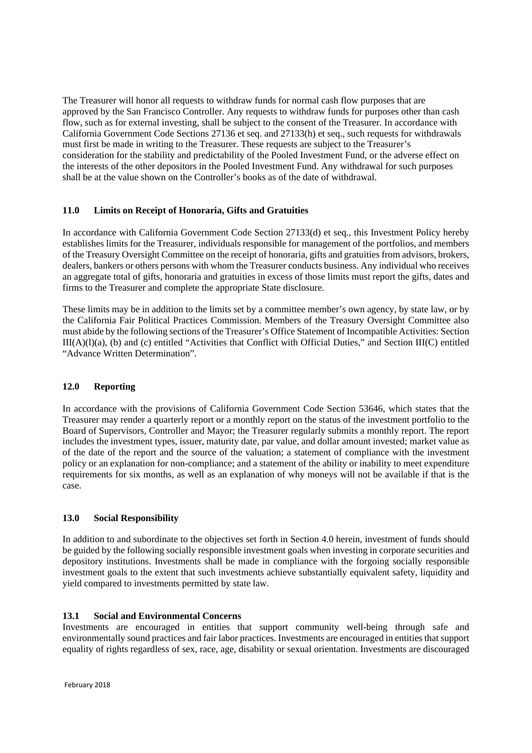The Treasurer will honor all requests to withdraw funds for normal cash flow purposes that are approved by the San Francisco Controller. Any requests to withdraw funds for purposes other than cash flow, such as for external investing, shall be subject to the consent of the Treasurer. In accordance with California Government Code Sections 27136 et seq. and 27133(h) et seq., such requests for withdrawals must first be made in writing to the Treasurer. These requests are subject to the Treasurer's consideration for the stability and predictability of the Pooled Investment Fund, or the adverse effect on the interests of the other depositors in the Pooled Investment Fund. Any withdrawal for such purposes shall be at the value shown on the Controller's books as of the date of withdrawal.

## 11.0 Limits on Receipt of Honoraria, Gifts and Gratuities

In accordance with California Government Code Section 27133(d) et seq., this Investment Policy hereby establishes limits for the Treasurer, individuals responsible for management of the portfolios, and members of the Treasury Oversight Committee on the receipt of honoraria, gifts and gratuities from advisors, brokers, dealers, bankers or others persons with whom the Treasurer conducts business. Any individual who receives an aggregate total of gifts, honoraria and gratuities in excess of those limits must report the gifts, dates and firms to the Treasurer and complete the appropriate State disclosure.

These limits may be in addition to the limits set by a committee member's own agency, by state law, or by the California Fair Political Practices Commission. Members of the Treasury Oversight Committee also must abide by the following sections of the Treasurer's Office Statement of Incompatible Activities: Section III(A)(l)(a), (b) and (c) entitled "Activities that Conflict with Official Duties," and Section III(C) entitled "Advance Written Determination".

## 12.0 Reporting

In accordance with the provisions of California Government Code Section 53646, which states that the Treasurer may render a quarterly report or a monthly report on the status of the investment portfolio to the Board of Supervisors, Controller and Mayor; the Treasurer regularly submits a monthly report. The report includes the investment types, issuer, maturity date, par value, and dollar amount invested; market value as of the date of the report and the source of the valuation; a statement of compliance with the investment policy or an explanation for non-compliance; and a statement of the ability or inability to meet expenditure requirements for six months, as well as an explanation of why moneys will not be available if that is the case.

## 13.0 Social Responsibility

In addition to and subordinate to the objectives set forth in Section 4.0 herein, investment of funds should be guided by the following socially responsible investment goals when investing in corporate securities and depository institutions. Investments shall be made in compliance with the forgoing socially responsible investment goals to the extent that such investments achieve substantially equivalent safety, liquidity and yield compared to investments permitted by state law.

### 13.1 Social and Environmental Concerns

Investments are encouraged in entities that support community well-being through safe and environmentally sound practices and fair labor practices. Investments are encouraged in entities that support equality of rights regardless of sex, race, age, disability or sexual orientation. Investments are discouraged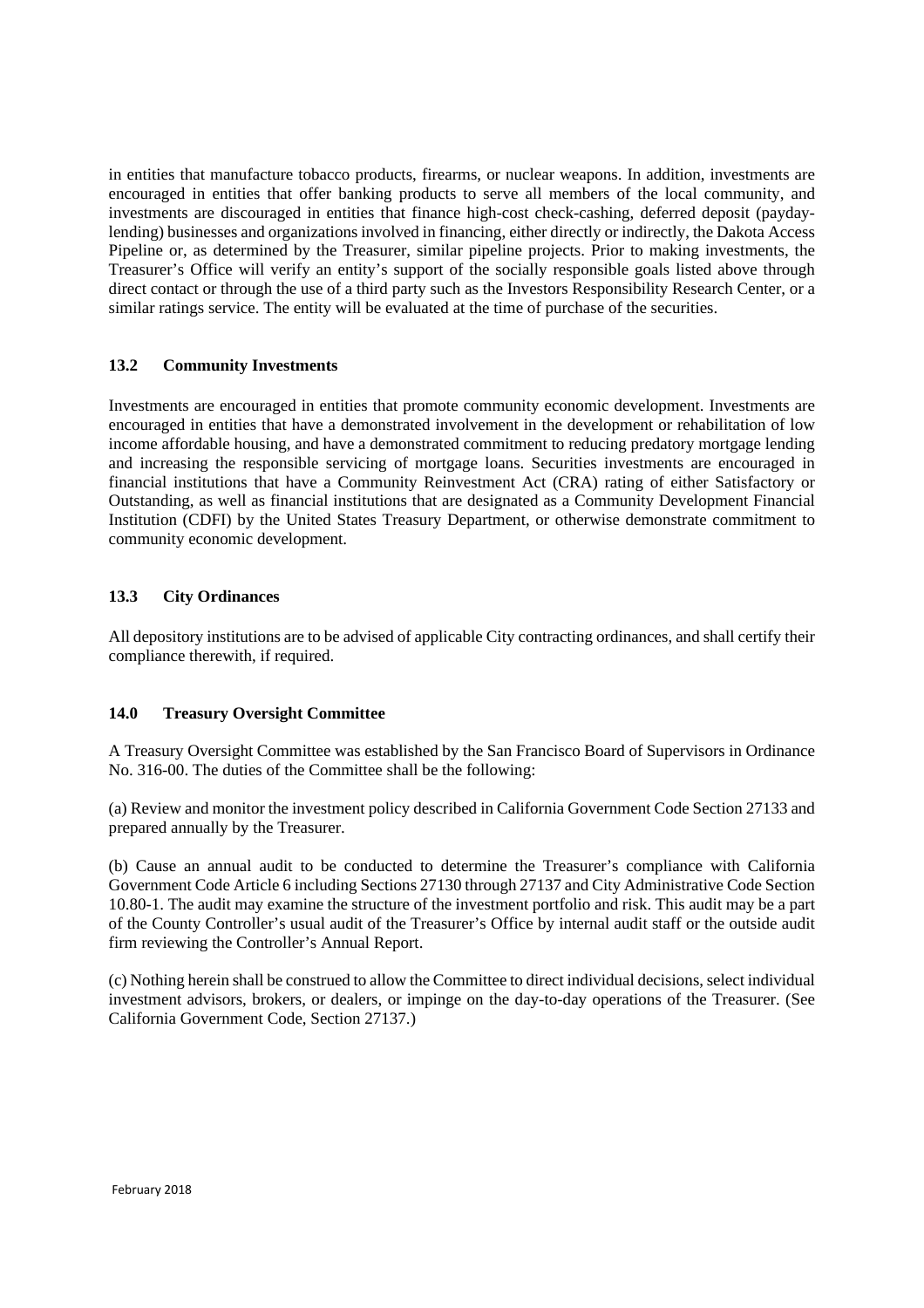in entities that manufacture tobacco products, firearms, or nuclear weapons. In addition, investments are encouraged in entities that offer banking products to serve all members of the local community, and investments are discouraged in entities that finance high-cost check-cashing, deferred deposit (payday-lending) businesses and organizations involved in financing, either directly or indirectly, the Dakota Access Pipeline or, as determined by the Treasurer, similar pipeline projects. Prior to making investments, the Treasurer's Office will verify an entity's support of the socially responsible goals listed above through direct contact or through the use of a third party such as the Investors Responsibility Research Center, or a similar ratings service. The entity will be evaluated at the time of purchase of the securities.

### 13.2 Community Investments

Investments are encouraged in entities that promote community economic development. Investments are encouraged in entities that have a demonstrated involvement in the development or rehabilitation of low income affordable housing, and have a demonstrated commitment to reducing predatory mortgage lending and increasing the responsible servicing of mortgage loans. Securities investments are encouraged in financial institutions that have a Community Reinvestment Act (CRA) rating of either Satisfactory or Outstanding, as well as financial institutions that are designated as a Community Development Financial Institution (CDFI) by the United States Treasury Department, or otherwise demonstrate commitment to community economic development.

### 13.3 City Ordinances

All depository institutions are to be advised of applicable City contracting ordinances, and shall certify their compliance therewith, if required.

## 14.0 Treasury Oversight Committee

A Treasury Oversight Committee was established by the San Francisco Board of Supervisors in Ordinance No. 316-00. The duties of the Committee shall be the following:

(a) Review and monitor the investment policy described in California Government Code Section 27133 and prepared annually by the Treasurer.

(b) Cause an annual audit to be conducted to determine the Treasurer's compliance with California Government Code Article 6 including Sections 27130 through 27137 and City Administrative Code Section 10.80-1. The audit may examine the structure of the investment portfolio and risk. This audit may be a part of the County Controller's usual audit of the Treasurer's Office by internal audit staff or the outside audit firm reviewing the Controller's Annual Report.

(c) Nothing herein shall be construed to allow the Committee to direct individual decisions, select individual investment advisors, brokers, or dealers, or impinge on the day-to-day operations of the Treasurer. (See California Government Code, Section 27137.)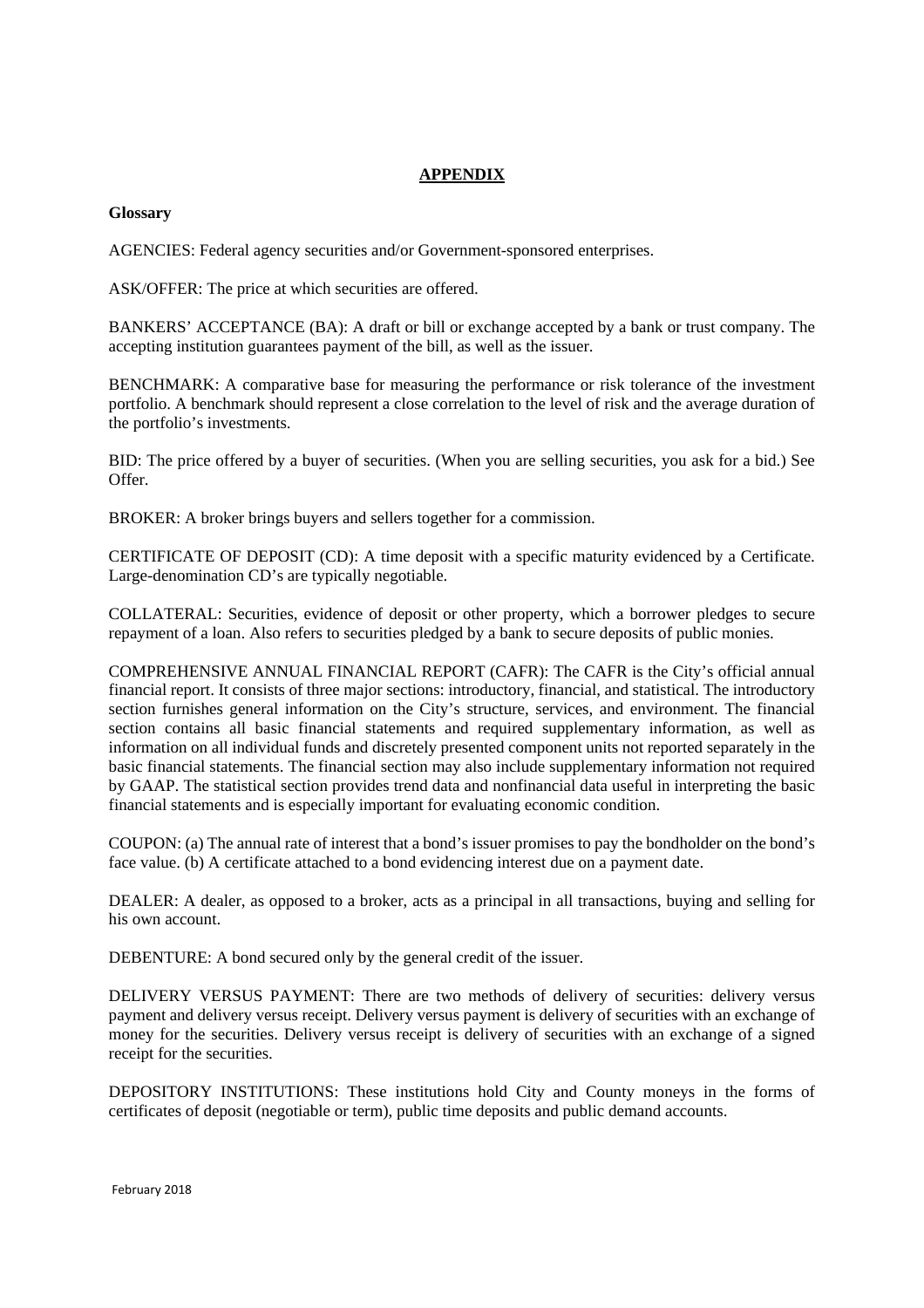## APPENDIX

**Glossary**

AGENCIES: Federal agency securities and/or Government-sponsored enterprises.

ASK/OFFER: The price at which securities are offered.

BANKERS' ACCEPTANCE (BA): A draft or bill or exchange accepted by a bank or trust company. The accepting institution guarantees payment of the bill, as well as the issuer.

BENCHMARK: A comparative base for measuring the performance or risk tolerance of the investment portfolio. A benchmark should represent a close correlation to the level of risk and the average duration of the portfolio's investments.

BID: The price offered by a buyer of securities. (When you are selling securities, you ask for a bid.) See Offer.

BROKER: A broker brings buyers and sellers together for a commission.

CERTIFICATE OF DEPOSIT (CD): A time deposit with a specific maturity evidenced by a Certificate. Large-denomination CD's are typically negotiable.

COLLATERAL: Securities, evidence of deposit or other property, which a borrower pledges to secure repayment of a loan. Also refers to securities pledged by a bank to secure deposits of public monies.

COMPREHENSIVE ANNUAL FINANCIAL REPORT (CAFR): The CAFR is the City's official annual financial report. It consists of three major sections: introductory, financial, and statistical. The introductory section furnishes general information on the City's structure, services, and environment. The financial section contains all basic financial statements and required supplementary information, as well as information on all individual funds and discretely presented component units not reported separately in the basic financial statements. The financial section may also include supplementary information not required by GAAP. The statistical section provides trend data and nonfinancial data useful in interpreting the basic financial statements and is especially important for evaluating economic condition.

COUPON: (a) The annual rate of interest that a bond's issuer promises to pay the bondholder on the bond's face value. (b) A certificate attached to a bond evidencing interest due on a payment date.

DEALER: A dealer, as opposed to a broker, acts as a principal in all transactions, buying and selling for his own account.

DEBENTURE: A bond secured only by the general credit of the issuer.

DELIVERY VERSUS PAYMENT: There are two methods of delivery of securities: delivery versus payment and delivery versus receipt. Delivery versus payment is delivery of securities with an exchange of money for the securities. Delivery versus receipt is delivery of securities with an exchange of a signed receipt for the securities.

DEPOSITORY INSTITUTIONS: These institutions hold City and County moneys in the forms of certificates of deposit (negotiable or term), public time deposits and public demand accounts.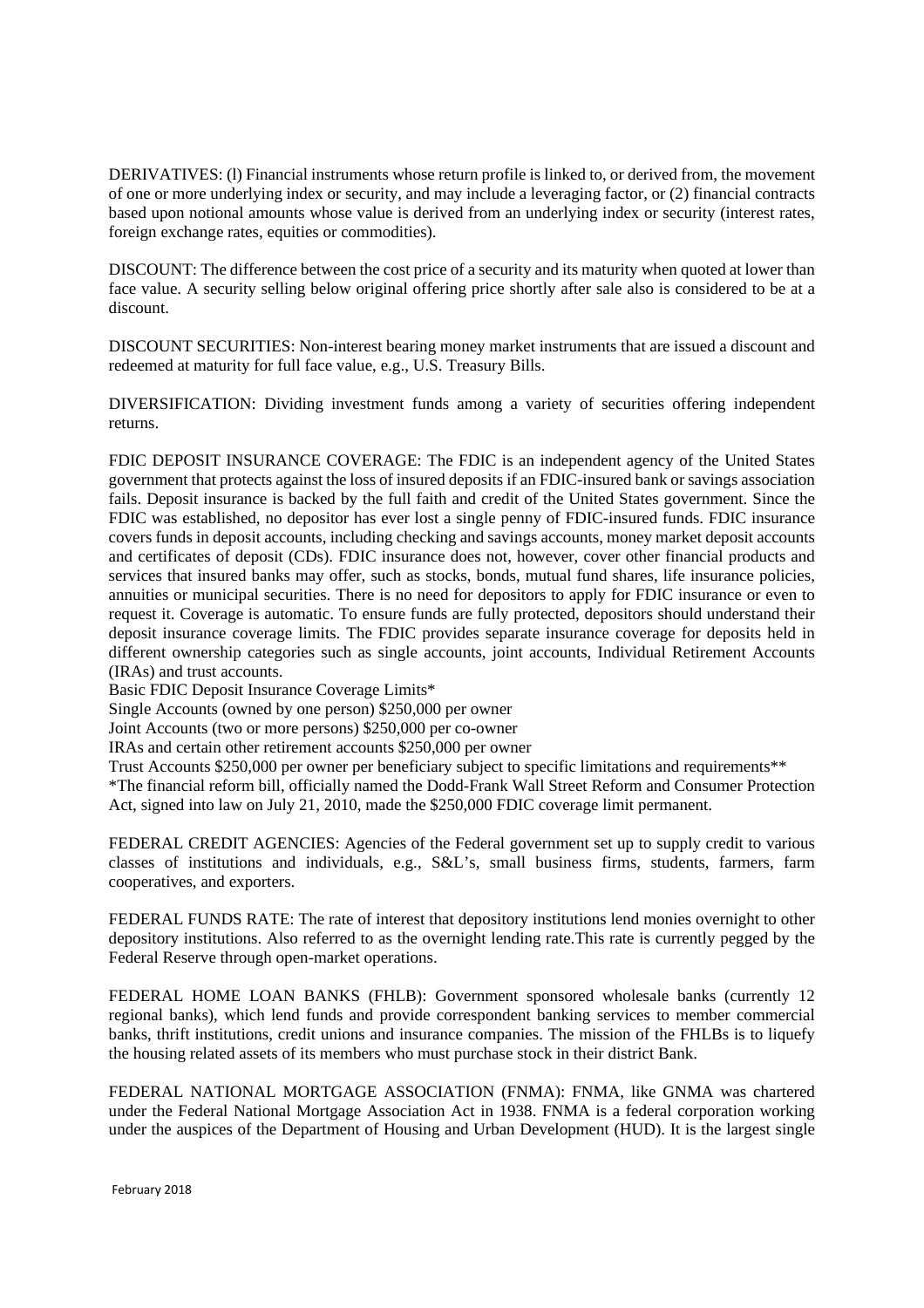DERIVATIVES: (l) Financial instruments whose return profile is linked to, or derived from, the movement of one or more underlying index or security, and may include a leveraging factor, or (2) financial contracts based upon notional amounts whose value is derived from an underlying index or security (interest rates, foreign exchange rates, equities or commodities).

DISCOUNT: The difference between the cost price of a security and its maturity when quoted at lower than face value. A security selling below original offering price shortly after sale also is considered to be at a discount.

DISCOUNT SECURITIES: Non-interest bearing money market instruments that are issued a discount and redeemed at maturity for full face value, e.g., U.S. Treasury Bills.

DIVERSIFICATION: Dividing investment funds among a variety of securities offering independent returns.

FDIC DEPOSIT INSURANCE COVERAGE: The FDIC is an independent agency of the United States government that protects against the loss of insured deposits if an FDIC-insured bank or savings association fails. Deposit insurance is backed by the full faith and credit of the United States government. Since the FDIC was established, no depositor has ever lost a single penny of FDIC-insured funds. FDIC insurance covers funds in deposit accounts, including checking and savings accounts, money market deposit accounts and certificates of deposit (CDs). FDIC insurance does not, however, cover other financial products and services that insured banks may offer, such as stocks, bonds, mutual fund shares, life insurance policies, annuities or municipal securities. There is no need for depositors to apply for FDIC insurance or even to request it. Coverage is automatic. To ensure funds are fully protected, depositors should understand their deposit insurance coverage limits. The FDIC provides separate insurance coverage for deposits held in different ownership categories such as single accounts, joint accounts, Individual Retirement Accounts (IRAs) and trust accounts.

Basic FDIC Deposit Insurance Coverage Limits*

Single Accounts (owned by one person) $250,000 per owner

Joint Accounts (two or more persons) $250,000 per co-owner

IRAs and certain other retirement accounts $250,000 per owner

Trust Accounts $250,000 per owner per beneficiary subject to specific limitations and requirements**

*The financial reform bill, officially named the Dodd-Frank Wall Street Reform and Consumer Protection Act, signed into law on July 21, 2010, made the $250,000 FDIC coverage limit permanent.

FEDERAL CREDIT AGENCIES: Agencies of the Federal government set up to supply credit to various classes of institutions and individuals, e.g., S&L's, small business firms, students, farmers, farm cooperatives, and exporters.

FEDERAL FUNDS RATE: The rate of interest that depository institutions lend monies overnight to other depository institutions. Also referred to as the overnight lending rate.This rate is currently pegged by the Federal Reserve through open-market operations.

FEDERAL HOME LOAN BANKS (FHLB): Government sponsored wholesale banks (currently 12 regional banks), which lend funds and provide correspondent banking services to member commercial banks, thrift institutions, credit unions and insurance companies. The mission of the FHLBs is to liquefy the housing related assets of its members who must purchase stock in their district Bank.

FEDERAL NATIONAL MORTGAGE ASSOCIATION (FNMA): FNMA, like GNMA was chartered under the Federal National Mortgage Association Act in 1938. FNMA is a federal corporation working under the auspices of the Department of Housing and Urban Development (HUD). It is the largest single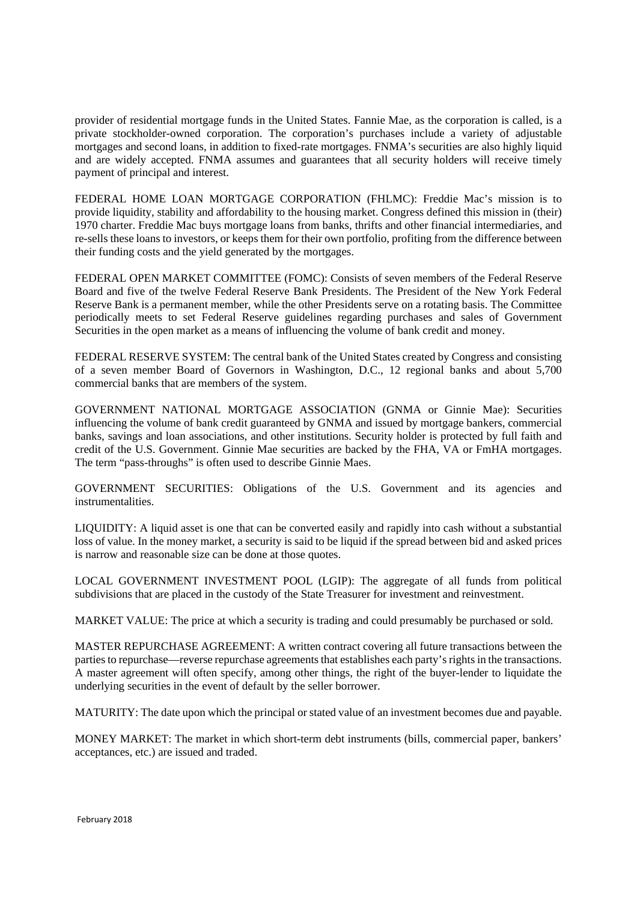provider of residential mortgage funds in the United States. Fannie Mae, as the corporation is called, is a private stockholder-owned corporation. The corporation's purchases include a variety of adjustable mortgages and second loans, in addition to fixed-rate mortgages. FNMA's securities are also highly liquid and are widely accepted. FNMA assumes and guarantees that all security holders will receive timely payment of principal and interest.

FEDERAL HOME LOAN MORTGAGE CORPORATION (FHLMC): Freddie Mac's mission is to provide liquidity, stability and affordability to the housing market. Congress defined this mission in (their) 1970 charter. Freddie Mac buys mortgage loans from banks, thrifts and other financial intermediaries, and re-sells these loans to investors, or keeps them for their own portfolio, profiting from the difference between their funding costs and the yield generated by the mortgages.

FEDERAL OPEN MARKET COMMITTEE (FOMC): Consists of seven members of the Federal Reserve Board and five of the twelve Federal Reserve Bank Presidents. The President of the New York Federal Reserve Bank is a permanent member, while the other Presidents serve on a rotating basis. The Committee periodically meets to set Federal Reserve guidelines regarding purchases and sales of Government Securities in the open market as a means of influencing the volume of bank credit and money.

FEDERAL RESERVE SYSTEM: The central bank of the United States created by Congress and consisting of a seven member Board of Governors in Washington, D.C., 12 regional banks and about 5,700 commercial banks that are members of the system.

GOVERNMENT NATIONAL MORTGAGE ASSOCIATION (GNMA or Ginnie Mae): Securities influencing the volume of bank credit guaranteed by GNMA and issued by mortgage bankers, commercial banks, savings and loan associations, and other institutions. Security holder is protected by full faith and credit of the U.S. Government. Ginnie Mae securities are backed by the FHA, VA or FmHA mortgages. The term "pass-throughs" is often used to describe Ginnie Maes.

GOVERNMENT SECURITIES: Obligations of the U.S. Government and its agencies and instrumentalities.

LIQUIDITY: A liquid asset is one that can be converted easily and rapidly into cash without a substantial loss of value. In the money market, a security is said to be liquid if the spread between bid and asked prices is narrow and reasonable size can be done at those quotes.

LOCAL GOVERNMENT INVESTMENT POOL (LGIP): The aggregate of all funds from political subdivisions that are placed in the custody of the State Treasurer for investment and reinvestment.

MARKET VALUE: The price at which a security is trading and could presumably be purchased or sold.

MASTER REPURCHASE AGREEMENT: A written contract covering all future transactions between the parties to repurchase—reverse repurchase agreements that establishes each party's rights in the transactions. A master agreement will often specify, among other things, the right of the buyer-lender to liquidate the underlying securities in the event of default by the seller borrower.

MATURITY: The date upon which the principal or stated value of an investment becomes due and payable.

MONEY MARKET: The market in which short-term debt instruments (bills, commercial paper, bankers' acceptances, etc.) are issued and traded.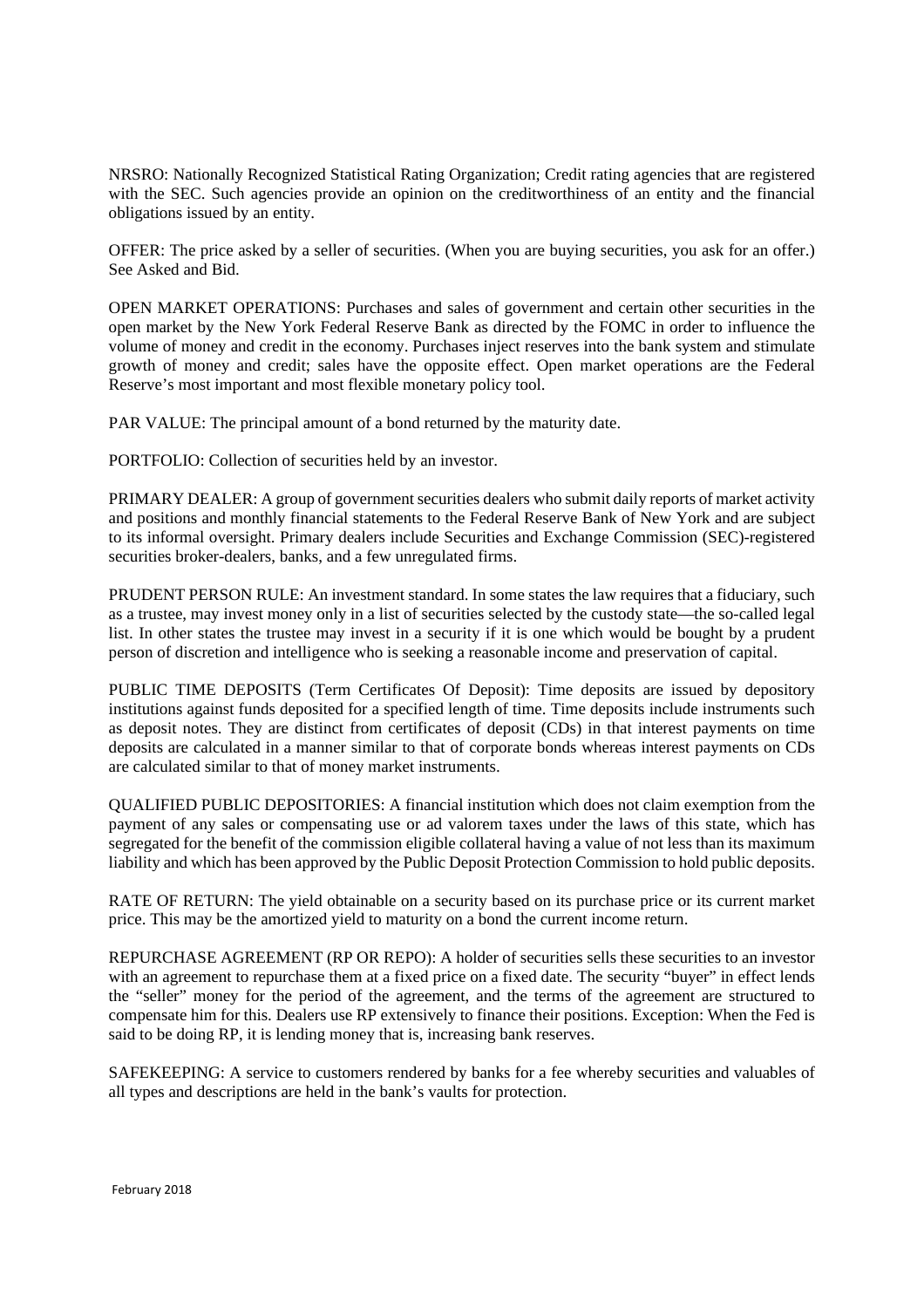NRSRO: Nationally Recognized Statistical Rating Organization; Credit rating agencies that are registered with the SEC. Such agencies provide an opinion on the creditworthiness of an entity and the financial obligations issued by an entity.

OFFER: The price asked by a seller of securities. (When you are buying securities, you ask for an offer.) See Asked and Bid.

OPEN MARKET OPERATIONS: Purchases and sales of government and certain other securities in the open market by the New York Federal Reserve Bank as directed by the FOMC in order to influence the volume of money and credit in the economy. Purchases inject reserves into the bank system and stimulate growth of money and credit; sales have the opposite effect. Open market operations are the Federal Reserve's most important and most flexible monetary policy tool.

PAR VALUE: The principal amount of a bond returned by the maturity date.

PORTFOLIO: Collection of securities held by an investor.

PRIMARY DEALER: A group of government securities dealers who submit daily reports of market activity and positions and monthly financial statements to the Federal Reserve Bank of New York and are subject to its informal oversight. Primary dealers include Securities and Exchange Commission (SEC)-registered securities broker-dealers, banks, and a few unregulated firms.

PRUDENT PERSON RULE: An investment standard. In some states the law requires that a fiduciary, such as a trustee, may invest money only in a list of securities selected by the custody state—the so-called legal list. In other states the trustee may invest in a security if it is one which would be bought by a prudent person of discretion and intelligence who is seeking a reasonable income and preservation of capital.

PUBLIC TIME DEPOSITS (Term Certificates Of Deposit): Time deposits are issued by depository institutions against funds deposited for a specified length of time. Time deposits include instruments such as deposit notes. They are distinct from certificates of deposit (CDs) in that interest payments on time deposits are calculated in a manner similar to that of corporate bonds whereas interest payments on CDs are calculated similar to that of money market instruments.

QUALIFIED PUBLIC DEPOSITORIES: A financial institution which does not claim exemption from the payment of any sales or compensating use or ad valorem taxes under the laws of this state, which has segregated for the benefit of the commission eligible collateral having a value of not less than its maximum liability and which has been approved by the Public Deposit Protection Commission to hold public deposits.

RATE OF RETURN: The yield obtainable on a security based on its purchase price or its current market price. This may be the amortized yield to maturity on a bond the current income return.

REPURCHASE AGREEMENT (RP OR REPO): A holder of securities sells these securities to an investor with an agreement to repurchase them at a fixed price on a fixed date. The security "buyer" in effect lends the "seller" money for the period of the agreement, and the terms of the agreement are structured to compensate him for this. Dealers use RP extensively to finance their positions. Exception: When the Fed is said to be doing RP, it is lending money that is, increasing bank reserves.

SAFEKEEPING: A service to customers rendered by banks for a fee whereby securities and valuables of all types and descriptions are held in the bank's vaults for protection.

February 2018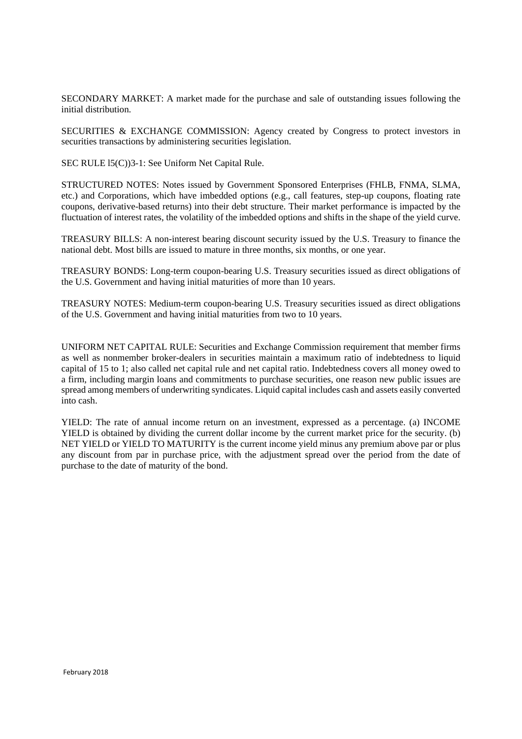SECONDARY MARKET: A market made for the purchase and sale of outstanding issues following the initial distribution.

SECURITIES & EXCHANGE COMMISSION: Agency created by Congress to protect investors in securities transactions by administering securities legislation.

SEC RULE l5(C))3-1: See Uniform Net Capital Rule.

STRUCTURED NOTES: Notes issued by Government Sponsored Enterprises (FHLB, FNMA, SLMA, etc.) and Corporations, which have imbedded options (e.g., call features, step-up coupons, floating rate coupons, derivative-based returns) into their debt structure. Their market performance is impacted by the fluctuation of interest rates, the volatility of the imbedded options and shifts in the shape of the yield curve.

TREASURY BILLS: A non-interest bearing discount security issued by the U.S. Treasury to finance the national debt. Most bills are issued to mature in three months, six months, or one year.

TREASURY BONDS: Long-term coupon-bearing U.S. Treasury securities issued as direct obligations of the U.S. Government and having initial maturities of more than 10 years.

TREASURY NOTES: Medium-term coupon-bearing U.S. Treasury securities issued as direct obligations of the U.S. Government and having initial maturities from two to 10 years.

UNIFORM NET CAPITAL RULE: Securities and Exchange Commission requirement that member firms as well as nonmember broker-dealers in securities maintain a maximum ratio of indebtedness to liquid capital of 15 to 1; also called net capital rule and net capital ratio. Indebtedness covers all money owed to a firm, including margin loans and commitments to purchase securities, one reason new public issues are spread among members of underwriting syndicates. Liquid capital includes cash and assets easily converted into cash.

YIELD: The rate of annual income return on an investment, expressed as a percentage. (a) INCOME YIELD is obtained by dividing the current dollar income by the current market price for the security. (b) NET YIELD or YIELD TO MATURITY is the current income yield minus any premium above par or plus any discount from par in purchase price, with the adjustment spread over the period from the date of purchase to the date of maturity of the bond.

February 2018